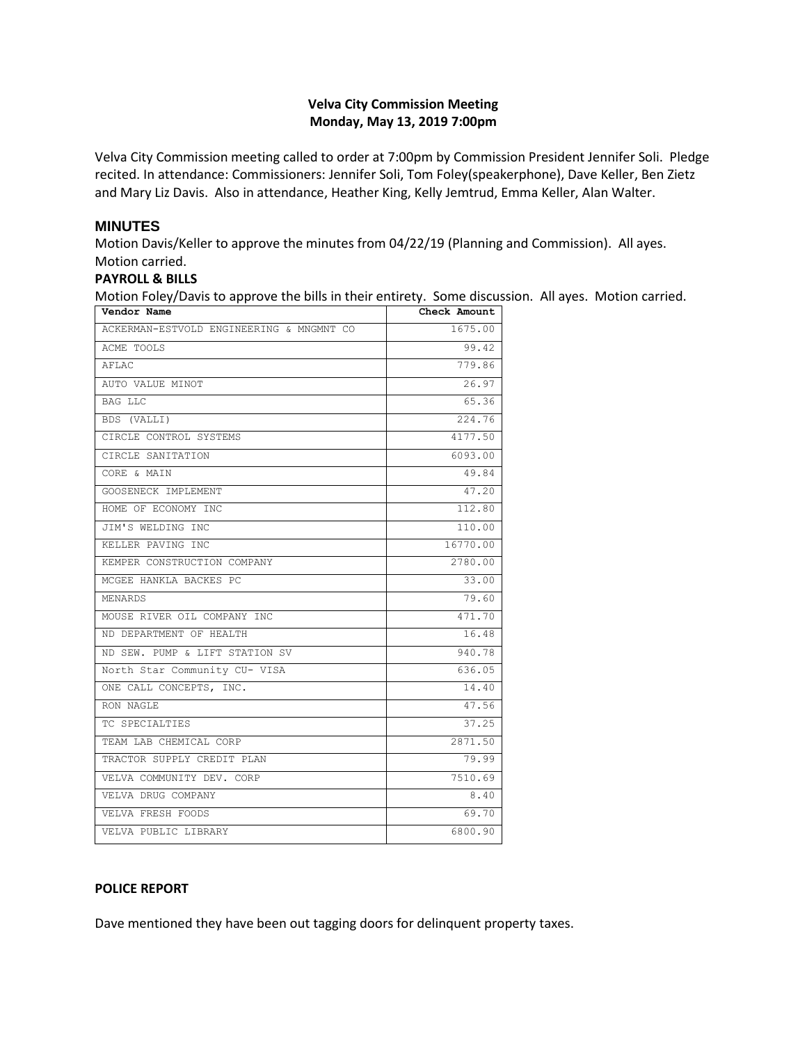# Velva City Commission Meeting
## Monday, May 13, 2019 7:00pm

Velva City Commission meeting called to order at 7:00pm by Commission President Jennifer Soli. Pledge recited. In attendance: Commissioners: Jennifer Soli, Tom Foley(speakerphone), Dave Keller, Ben Zietz and Mary Liz Davis. Also in attendance, Heather King, Kelly Jemtrud, Emma Keller, Alan Walter.

## MINUTES

Motion Davis/Keller to approve the minutes from 04/22/19 (Planning and Commission). All ayes. Motion carried.

### PAYROLL & BILLS

Motion Foley/Davis to approve the bills in their entirety. Some discussion. All ayes. Motion carried.

| Vendor Name | Check Amount |
|---|---|
| ACKERMAN-ESTVOLD ENGINEERING & MNGMNT CO | 1675.00 |
| ACME TOOLS | 99.42 |
| AFLAC | 779.86 |
| AUTO VALUE MINOT | 26.97 |
| BAG LLC | 65.36 |
| BDS (VALLI) | 224.76 |
| CIRCLE CONTROL SYSTEMS | 4177.50 |
| CIRCLE SANITATION | 6093.00 |
| CORE & MAIN | 49.84 |
| GOOSENECK IMPLEMENT | 47.20 |
| HOME OF ECONOMY INC | 112.80 |
| JIM'S WELDING INC | 110.00 |
| KELLER PAVING INC | 16770.00 |
| KEMPER CONSTRUCTION COMPANY | 2780.00 |
| MCGEE HANKLA BACKES PC | 33.00 |
| MENARDS | 79.60 |
| MOUSE RIVER OIL COMPANY INC | 471.70 |
| ND DEPARTMENT OF HEALTH | 16.48 |
| ND SEW. PUMP & LIFT STATION SV | 940.78 |
| North Star Community CU- VISA | 636.05 |
| ONE CALL CONCEPTS, INC. | 14.40 |
| RON NAGLE | 47.56 |
| TC SPECIALTIES | 37.25 |
| TEAM LAB CHEMICAL CORP | 2871.50 |
| TRACTOR SUPPLY CREDIT PLAN | 79.99 |
| VELVA COMMUNITY DEV. CORP | 7510.69 |
| VELVA DRUG COMPANY | 8.40 |
| VELVA FRESH FOODS | 69.70 |
| VELVA PUBLIC LIBRARY | 6800.90 |

### POLICE REPORT

Dave mentioned they have been out tagging doors for delinquent property taxes.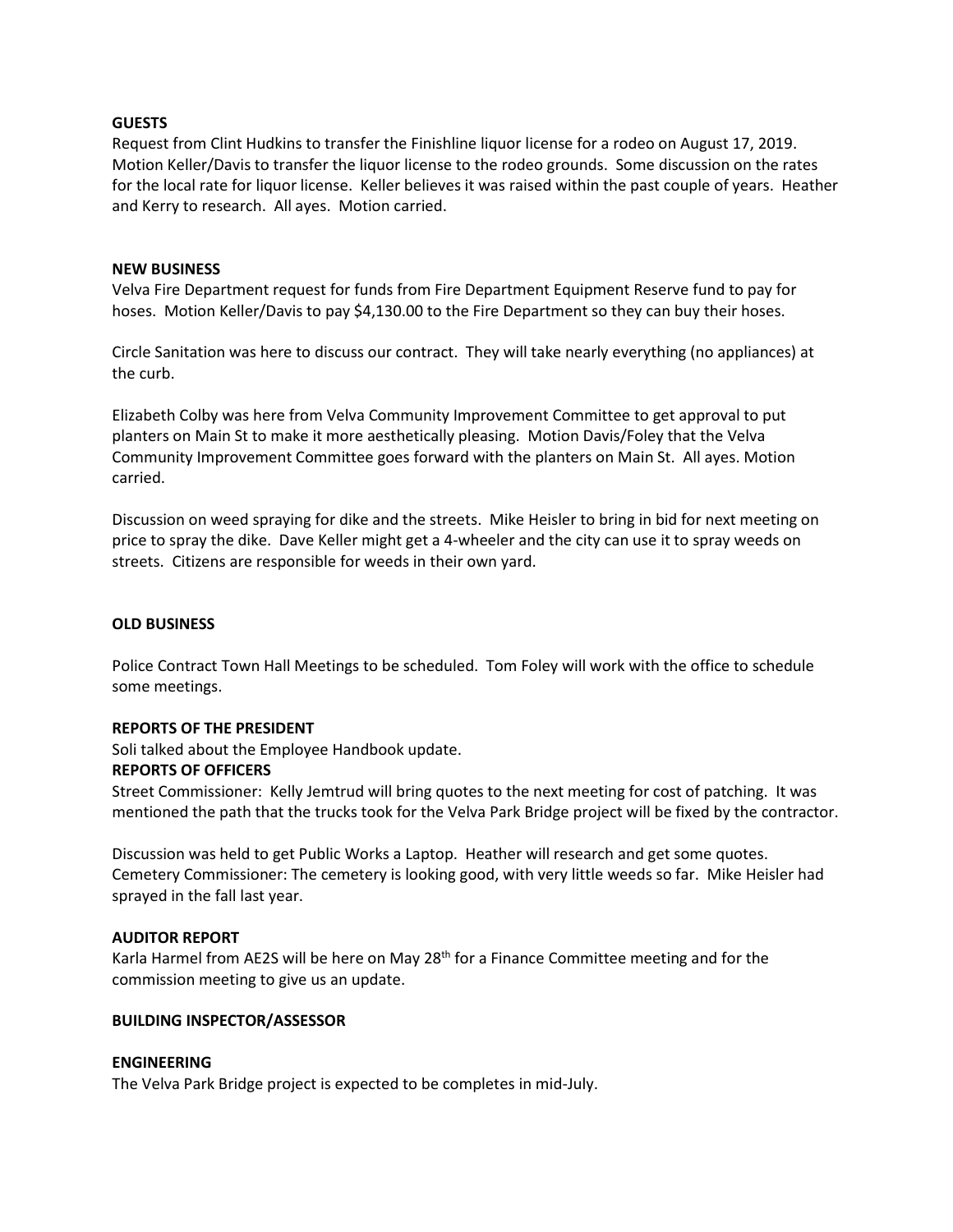**GUESTS**

Request from Clint Hudkins to transfer the Finishline liquor license for a rodeo on August 17, 2019. Motion Keller/Davis to transfer the liquor license to the rodeo grounds. Some discussion on the rates for the local rate for liquor license. Keller believes it was raised within the past couple of years. Heather and Kerry to research. All ayes. Motion carried.

**NEW BUSINESS**

Velva Fire Department request for funds from Fire Department Equipment Reserve fund to pay for hoses. Motion Keller/Davis to pay $4,130.00 to the Fire Department so they can buy their hoses.

Circle Sanitation was here to discuss our contract. They will take nearly everything (no appliances) at the curb.

Elizabeth Colby was here from Velva Community Improvement Committee to get approval to put planters on Main St to make it more aesthetically pleasing. Motion Davis/Foley that the Velva Community Improvement Committee goes forward with the planters on Main St. All ayes. Motion carried.

Discussion on weed spraying for dike and the streets. Mike Heisler to bring in bid for next meeting on price to spray the dike. Dave Keller might get a 4-wheeler and the city can use it to spray weeds on streets. Citizens are responsible for weeds in their own yard.

**OLD BUSINESS**

Police Contract Town Hall Meetings to be scheduled. Tom Foley will work with the office to schedule some meetings.

**REPORTS OF THE PRESIDENT**

Soli talked about the Employee Handbook update.

**REPORTS OF OFFICERS**

Street Commissioner: Kelly Jemtrud will bring quotes to the next meeting for cost of patching. It was mentioned the path that the trucks took for the Velva Park Bridge project will be fixed by the contractor.

Discussion was held to get Public Works a Laptop. Heather will research and get some quotes.
Cemetery Commissioner: The cemetery is looking good, with very little weeds so far. Mike Heisler had sprayed in the fall last year.

**AUDITOR REPORT**

Karla Harmel from AE2S will be here on May 28th for a Finance Committee meeting and for the commission meeting to give us an update.

**BUILDING INSPECTOR/ASSESSOR**

**ENGINEERING**

The Velva Park Bridge project is expected to be completes in mid-July.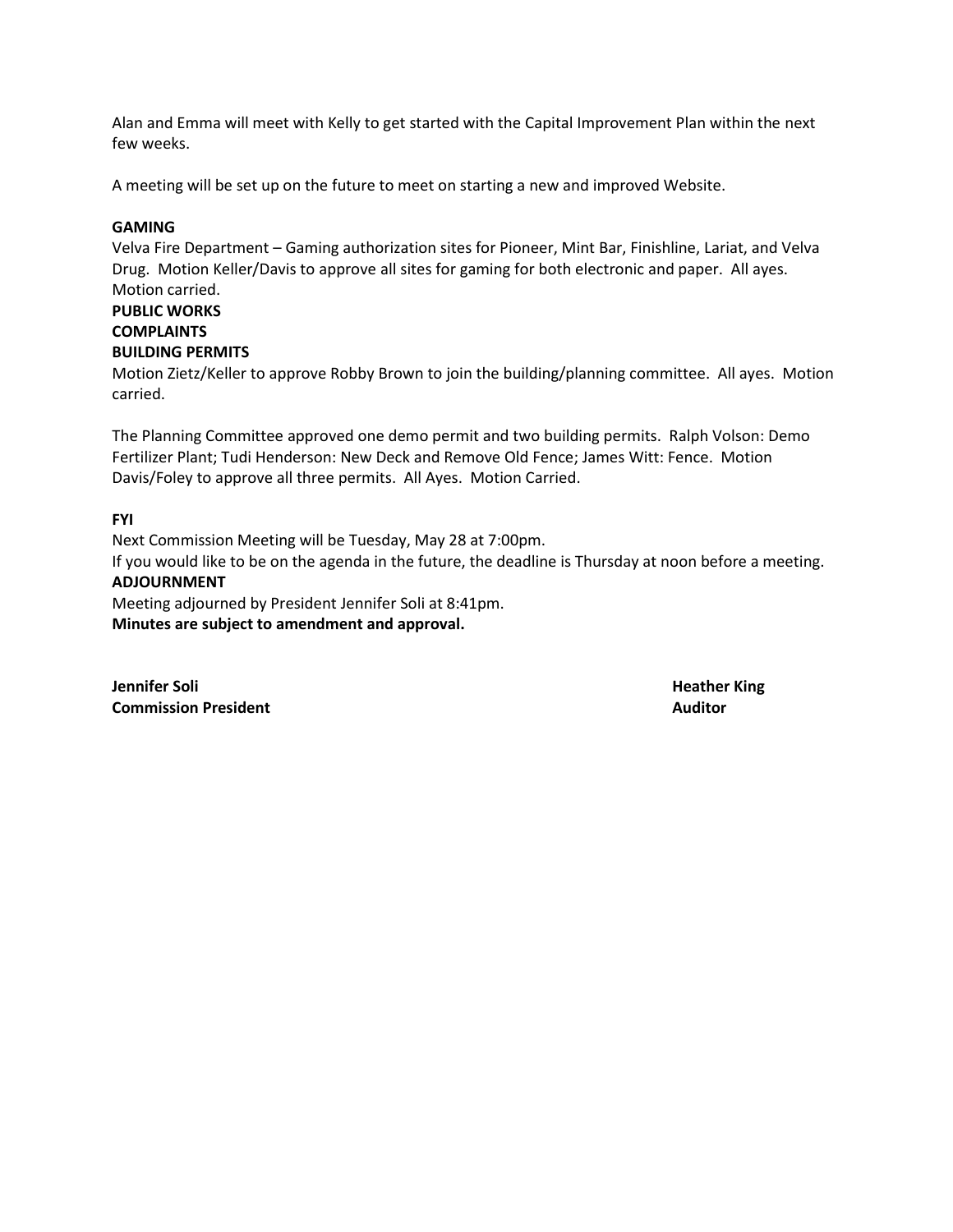Alan and Emma will meet with Kelly to get started with the Capital Improvement Plan within the next few weeks.

A meeting will be set up on the future to meet on starting a new and improved Website.

**GAMING**

Velva Fire Department – Gaming authorization sites for Pioneer, Mint Bar, Finishline, Lariat, and Velva Drug. Motion Keller/Davis to approve all sites for gaming for both electronic and paper. All ayes. Motion carried.

**PUBLIC WORKS**

**COMPLAINTS**

**BUILDING PERMITS**

Motion Zietz/Keller to approve Robby Brown to join the building/planning committee. All ayes. Motion carried.

The Planning Committee approved one demo permit and two building permits. Ralph Volson: Demo Fertilizer Plant; Tudi Henderson: New Deck and Remove Old Fence; James Witt: Fence. Motion Davis/Foley to approve all three permits. All Ayes. Motion Carried.

**FYI**

Next Commission Meeting will be Tuesday, May 28 at 7:00pm.

If you would like to be on the agenda in the future, the deadline is Thursday at noon before a meeting.

**ADJOURNMENT**

Meeting adjourned by President Jennifer Soli at 8:41pm.

**Minutes are subject to amendment and approval.**

**Jennifer Soli**
**Commission President**

**Heather King**
**Auditor**